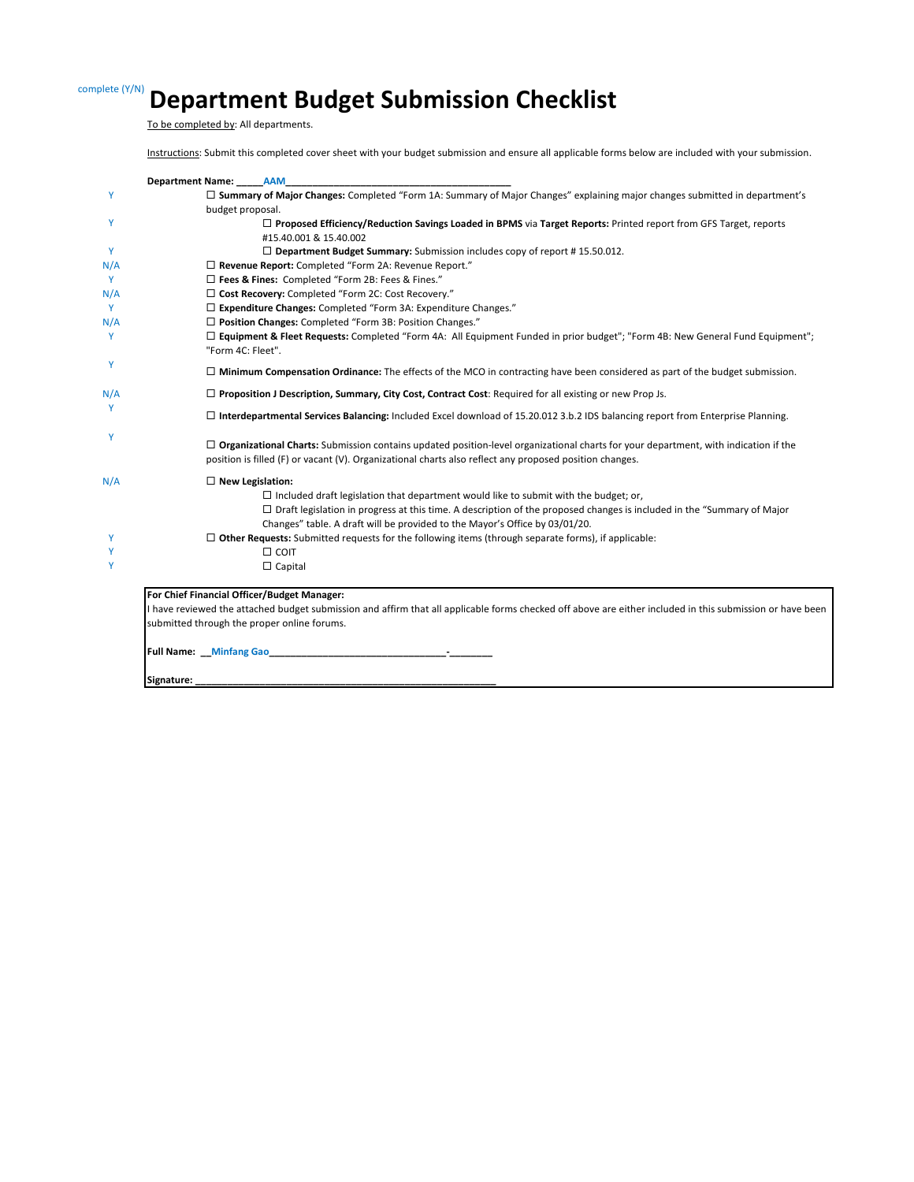complete (Y/N)

# Department Budget Submission Checklist

To be completed by: All departments.

Instructions: Submit this completed cover sheet with your budget submission and ensure all applicable forms below are included with your submission.

**Department Name:** _____AAM_________________________________________

| complete (Y/N) | Item |
|---|---|
| Y | ☐ **Summary of Major Changes:** Completed "Form 1A: Summary of Major Changes" explaining major changes submitted in department's budget proposal. |
| Y | ☐ **Proposed Efficiency/Reduction Savings Loaded in BPMS** via **Target Reports:** Printed report from GFS Target, reports #15.40.001 & 15.40.002 |
| Y | ☐ **Department Budget Summary:** Submission includes copy of report # 15.50.012. |
| N/A | ☐ **Revenue Report:** Completed "Form 2A: Revenue Report." |
| Y | ☐ **Fees & Fines:** Completed "Form 2B: Fees & Fines." |
| N/A | ☐ **Cost Recovery:** Completed "Form 2C: Cost Recovery." |
| Y | ☐ **Expenditure Changes:** Completed "Form 3A: Expenditure Changes." |
| N/A | ☐ **Position Changes:** Completed "Form 3B: Position Changes." |
| Y | ☐ **Equipment & Fleet Requests:** Completed "Form 4A: All Equipment Funded in prior budget"; "Form 4B: New General Fund Equipment"; "Form 4C: Fleet". |
| Y | ☐ **Minimum Compensation Ordinance:** The effects of the MCO in contracting have been considered as part of the budget submission. |
| N/A | ☐ **Proposition J Description, Summary, City Cost, Contract Cost**: Required for all existing or new Prop Js. |
| Y | ☐ **Interdepartmental Services Balancing:** Included Excel download of 15.20.012 3.b.2 IDS balancing report from Enterprise Planning. |
| Y | ☐ **Organizational Charts:** Submission contains updated position-level organizational charts for your department, with indication if the position is filled (F) or vacant (V). Organizational charts also reflect any proposed position changes. |
| N/A | ☐ **New Legislation:**<br>☐ Included draft legislation that department would like to submit with the budget; or,<br>☐ Draft legislation in progress at this time. A description of the proposed changes is included in the "Summary of Major Changes" table. A draft will be provided to the Mayor's Office by 03/01/20. |
| Y | ☐ **Other Requests:** Submitted requests for the following items (through separate forms), if applicable: |
| Y | ☐ COIT |
| Y | ☐ Capital |

**For Chief Financial Officer/Budget Manager:**

I have reviewed the attached budget submission and affirm that all applicable forms checked off above are either included in this submission or have been submitted through the proper online forums.

**Full Name:** __Minfang Gao________________________________-________

**Signature:** _______________________________________________________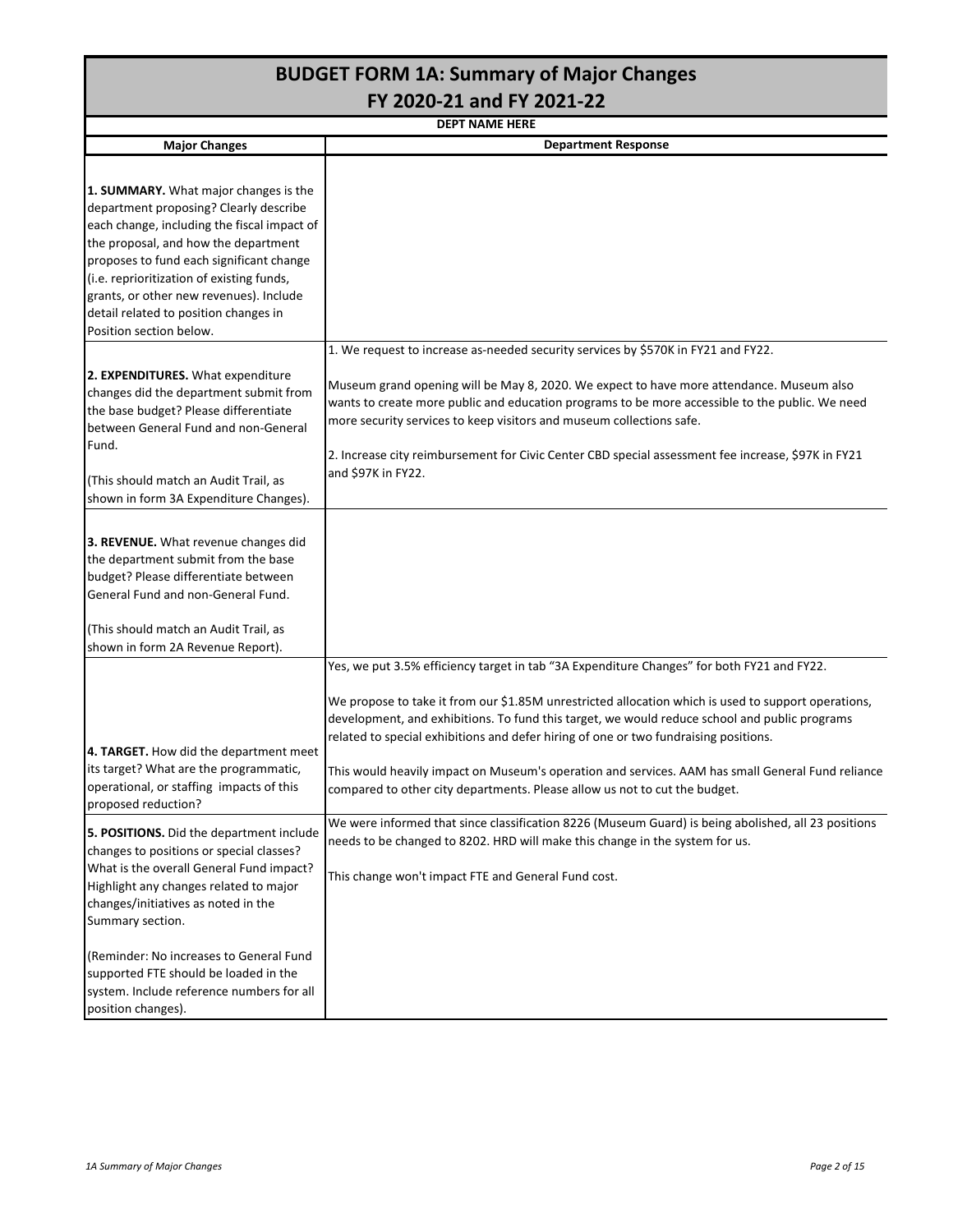# BUDGET FORM 1A: Summary of Major Changes
## FY 2020-21 and FY 2021-22

**DEPT NAME HERE**

| Major Changes | Department Response |
|---|---|
| **1. SUMMARY.** What major changes is the department proposing? Clearly describe each change, including the fiscal impact of the proposal, and how the department proposes to fund each significant change (i.e. reprioritization of existing funds, grants, or other new revenues). Include detail related to position changes in Position section below. | |
| **2. EXPENDITURES.** What expenditure changes did the department submit from the base budget? Please differentiate between General Fund and non-General Fund.<br><br>(This should match an Audit Trail, as shown in form 3A Expenditure Changes). | 1. We request to increase as-needed security services by $570K in FY21 and FY22.<br><br>Museum grand opening will be May 8, 2020. We expect to have more attendance. Museum also wants to create more public and education programs to be more accessible to the public. We need more security services to keep visitors and museum collections safe.<br><br>2. Increase city reimbursement for Civic Center CBD special assessment fee increase, $97K in FY21 and $97K in FY22. |
| **3. REVENUE.** What revenue changes did the department submit from the base budget? Please differentiate between General Fund and non-General Fund.<br><br>(This should match an Audit Trail, as shown in form 2A Revenue Report). | |
| **4. TARGET.** How did the department meet its target? What are the programmatic, operational, or staffing impacts of this proposed reduction? | Yes, we put 3.5% efficiency target in tab "3A Expenditure Changes" for both FY21 and FY22.<br><br>We propose to take it from our $1.85M unrestricted allocation which is used to support operations, development, and exhibitions. To fund this target, we would reduce school and public programs related to special exhibitions and defer hiring of one or two fundraising positions.<br><br>This would heavily impact on Museum's operation and services. AAM has small General Fund reliance compared to other city departments. Please allow us not to cut the budget. |
| **5. POSITIONS.** Did the department include changes to positions or special classes? What is the overall General Fund impact? Highlight any changes related to major changes/initiatives as noted in the Summary section.<br><br>(Reminder: No increases to General Fund supported FTE should be loaded in the system. Include reference numbers for all position changes). | We were informed that since classification 8226 (Museum Guard) is being abolished, all 23 positions needs to be changed to 8202. HRD will make this change in the system for us.<br><br>This change won't impact FTE and General Fund cost. |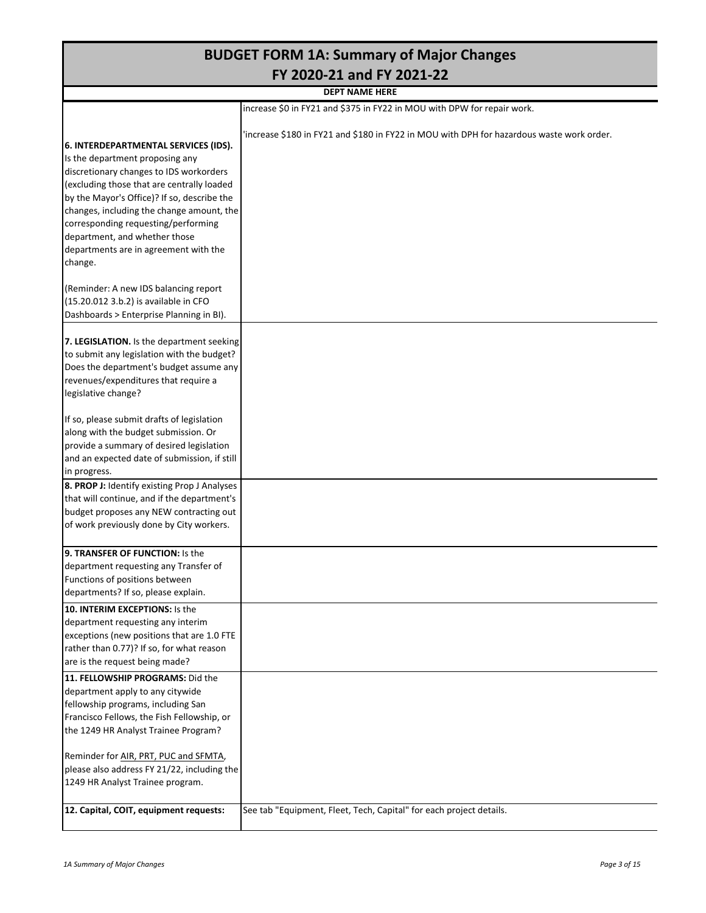# BUDGET FORM 1A: Summary of Major Changes

## FY 2020-21 and FY 2021-22

**DEPT NAME HERE**

| | |
|---|---|
| **6. INTERDEPARTMENTAL SERVICES (IDS).** Is the department proposing any discretionary changes to IDS workorders (excluding those that are centrally loaded by the Mayor's Office)? If so, describe the changes, including the change amount, the corresponding requesting/performing department, and whether those departments are in agreement with the change.<br><br>(Reminder: A new IDS balancing report (15.20.012 3.b.2) is available in CFO Dashboards > Enterprise Planning in BI). | increase $0 in FY21 and $375 in FY22 in MOU with DPW for repair work.<br><br>'increase $180 in FY21 and $180 in FY22 in MOU with DPH for hazardous waste work order. |
| **7. LEGISLATION.** Is the department seeking to submit any legislation with the budget? Does the department's budget assume any revenues/expenditures that require a legislative change?<br><br>If so, please submit drafts of legislation along with the budget submission. Or provide a summary of desired legislation and an expected date of submission, if still in progress. | |
| **8. PROP J:** Identify existing Prop J Analyses that will continue, and if the department's budget proposes any NEW contracting out of work previously done by City workers. | |
| **9. TRANSFER OF FUNCTION:** Is the department requesting any Transfer of Functions of positions between departments? If so, please explain. | |
| **10. INTERIM EXCEPTIONS:** Is the department requesting any interim exceptions (new positions that are 1.0 FTE rather than 0.77)? If so, for what reason are is the request being made? | |
| **11. FELLOWSHIP PROGRAMS:** Did the department apply to any citywide fellowship programs, including San Francisco Fellows, the Fish Fellowship, or the 1249 HR Analyst Trainee Program?<br><br>Reminder for AIR, PRT, PUC and SFMTA, please also address FY 21/22, including the 1249 HR Analyst Trainee program. | |
| **12. Capital, COIT, equipment requests:** | See tab "Equipment, Fleet, Tech, Capital" for each project details. |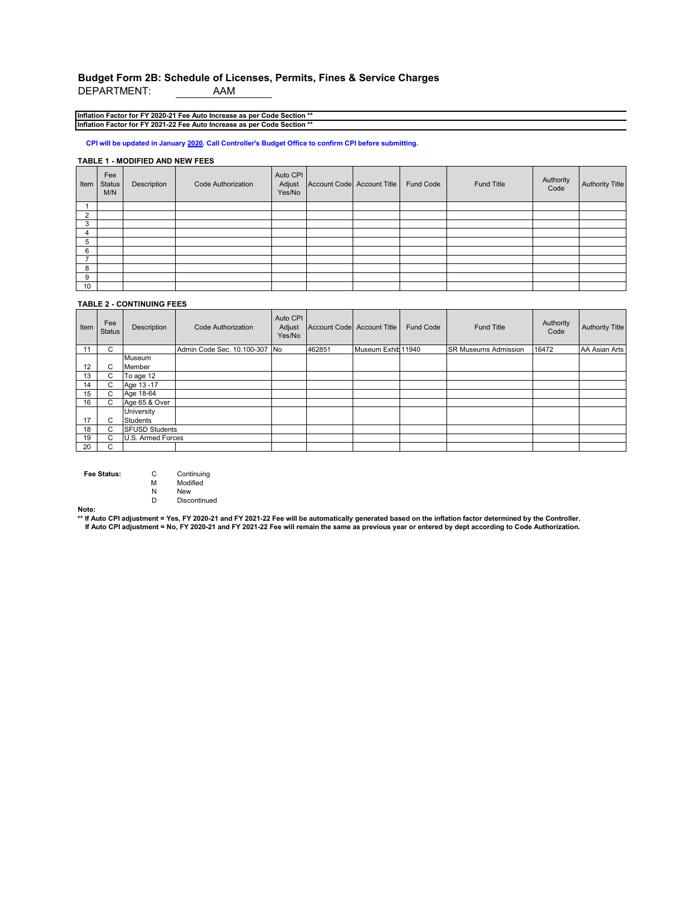## Budget Form 2B: Schedule of Licenses, Permits, Fines & Service Charges

DEPARTMENT: AAM

**Inflation Factor for FY 2020-21 Fee Auto Increase as per Code Section \*\***

**Inflation Factor for FY 2021-22 Fee Auto Increase as per Code Section \*\***

**CPI will be updated in January 2020. Call Controller's Budget Office to confirm CPI before submitting.**

**TABLE 1 - MODIFIED AND NEW FEES**

| Item | Fee Status M/N | Description | Code Authorization | Auto CPI Adjust Yes/No | Account Code | Account Title | Fund Code | Fund Title | Authority Code | Authority Title |
|---|---|---|---|---|---|---|---|---|---|---|
| 1 | | | | | | | | | | |
| 2 | | | | | | | | | | |
| 3 | | | | | | | | | | |
| 4 | | | | | | | | | | |
| 5 | | | | | | | | | | |
| 6 | | | | | | | | | | |
| 7 | | | | | | | | | | |
| 8 | | | | | | | | | | |
| 9 | | | | | | | | | | |
| 10 | | | | | | | | | | |

**TABLE 2 - CONTINUING FEES**

| Item | Fee Status | Description | Code Authorization | Auto CPI Adjust Yes/No | Account Code | Account Title | Fund Code | Fund Title | Authority Code | Authority Title |
|---|---|---|---|---|---|---|---|---|---|---|
| 11 | C | | Admin Code Sec. 10.100-307 | No | 462851 | Museum Exhib | 11940 | SR Museums Admission | 16472 | AA Asian Arts |
| 12 | C | Museum Member | | | | | | | | |
| 13 | C | To age 12 | | | | | | | | |
| 14 | C | Age 13 -17 | | | | | | | | |
| 15 | C | Age 18-64 | | | | | | | | |
| 16 | C | Age 65 & Over | | | | | | | | |
| 17 | C | University Students | | | | | | | | |
| 18 | C | SFUSD Students | | | | | | | | |
| 19 | C | U.S. Armed Forces | | | | | | | | |
| 20 | C | | | | | | | | | |

**Fee Status:**

C Continuing
M Modified
N New
D Discontinued

**Note:**

**\*\* If Auto CPI adjustment = Yes, FY 2020-21 and FY 2021-22 Fee will be automatically generated based on the inflation factor determined by the Controller.**
**If Auto CPI adjustment = No, FY 2020-21 and FY 2021-22 Fee will remain the same as previous year or entered by dept according to Code Authorization.**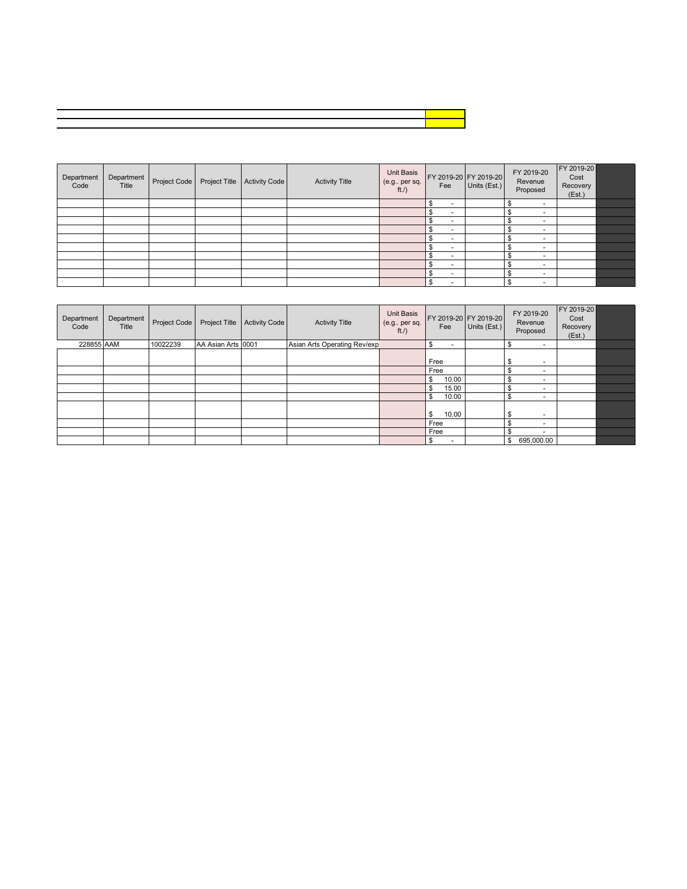| Department Code | Department Title | Project Code | Project Title | Activity Code | Activity Title | Unit Basis (e.g., per sq. ft./) | FY 2019-20 Fee | FY 2019-20 Units (Est.) | FY 2019-20 Revenue Proposed | FY 2019-20 Cost Recovery (Est.) | |
|---|---|---|---|---|---|---|---|---|---|---|---|
| | | | | | | | $ - | | $ - | | |
| | | | | | | | $ - | | $ - | | |
| | | | | | | | $ - | | $ - | | |
| | | | | | | | $ - | | $ - | | |
| | | | | | | | $ - | | $ - | | |
| | | | | | | | $ - | | $ - | | |
| | | | | | | | $ - | | $ - | | |
| | | | | | | | $ - | | $ - | | |
| | | | | | | | $ - | | $ - | | |
| | | | | | | | $ - | | $ - | | |

| Department Code | Department Title | Project Code | Project Title | Activity Code | Activity Title | Unit Basis (e.g., per sq. ft./) | FY 2019-20 Fee | FY 2019-20 Units (Est.) | FY 2019-20 Revenue Proposed | FY 2019-20 Cost Recovery (Est.) | |
|---|---|---|---|---|---|---|---|---|---|---|---|
| 228855 | AAM | 10022239 | AA Asian Arts | 0001 | Asian Arts Operating Rev/exp | | $ - | | $ - | | |
| | | | | | | | Free | | $ - | | |
| | | | | | | | Free | | $ - | | |
| | | | | | | | $ 10.00 | | $ - | | |
| | | | | | | | $ 15.00 | | $ - | | |
| | | | | | | | $ 10.00 | | $ - | | |
| | | | | | | | $ 10.00 | | $ - | | |
| | | | | | | | Free | | $ - | | |
| | | | | | | | Free | | $ - | | |
| | | | | | | | $ - | | $ 695,000.00 | | |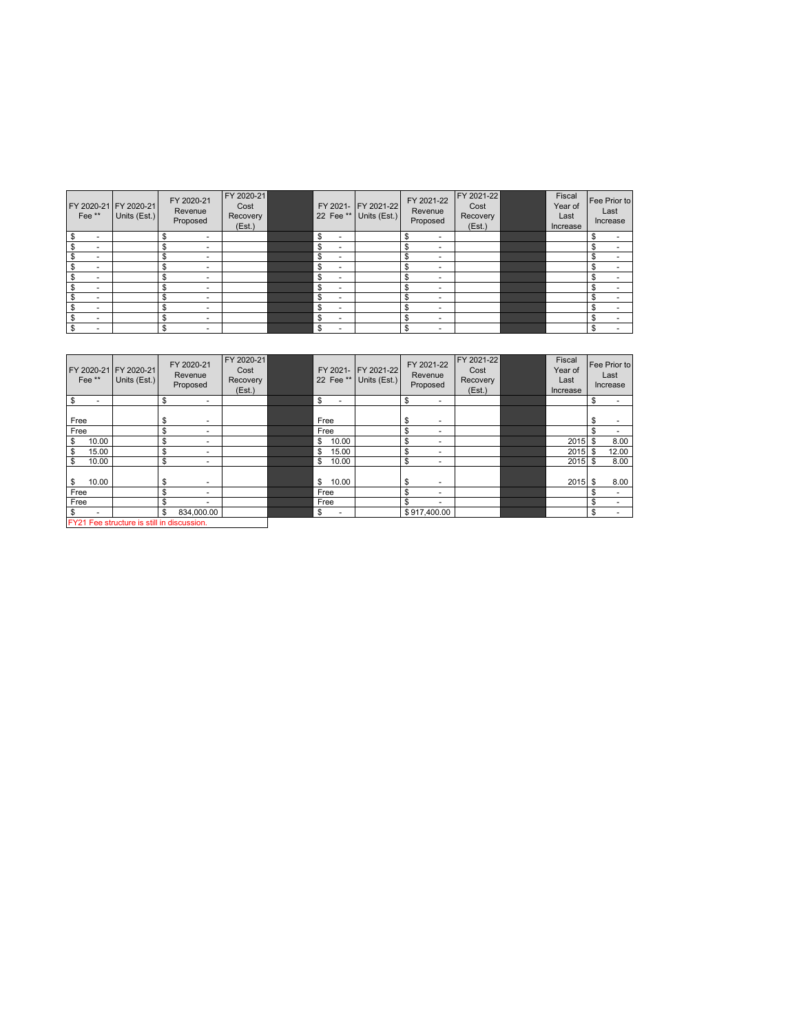| FY 2020-21 Fee ** | FY 2020-21 Units (Est.) | FY 2020-21 Revenue Proposed | FY 2020-21 Cost Recovery (Est.) | | FY 2021-22 Fee ** | FY 2021-22 Units (Est.) | FY 2021-22 Revenue Proposed | FY 2021-22 Cost Recovery (Est.) | | Fiscal Year of Last Increase | Fee Prior to Last Increase |
|---|---|---|---|---|---|---|---|---|---|---|---|
| $ - | | $ - | | | $ - | | $ - | | | | $ - |
| $ - | | $ - | | | $ - | | $ - | | | | $ - |
| $ - | | $ - | | | $ - | | $ - | | | | $ - |
| $ - | | $ - | | | $ - | | $ - | | | | $ - |
| $ - | | $ - | | | $ - | | $ - | | | | $ - |
| $ - | | $ - | | | $ - | | $ - | | | | $ - |
| $ - | | $ - | | | $ - | | $ - | | | | $ - |
| $ - | | $ - | | | $ - | | $ - | | | | $ - |
| $ - | | $ - | | | $ - | | $ - | | | | $ - |
| $ - | | $ - | | | $ - | | $ - | | | | $ - |

| FY 2020-21 Fee ** | FY 2020-21 Units (Est.) | FY 2020-21 Revenue Proposed | FY 2020-21 Cost Recovery (Est.) | | FY 2021-22 Fee ** | FY 2021-22 Units (Est.) | FY 2021-22 Revenue Proposed | FY 2021-22 Cost Recovery (Est.) | | Fiscal Year of Last Increase | Fee Prior to Last Increase |
|---|---|---|---|---|---|---|---|---|---|---|---|
| $ - | | $ - | | | $ - | | $ - | | | | $ - |
| Free | | $ - | | | Free | | $ - | | | | $ - |
| Free | | $ - | | | Free | | $ - | | | | $ - |
| $ 10.00 | | $ - | | | $ 10.00 | | $ - | | | 2015 | $ 8.00 |
| $ 15.00 | | $ - | | | $ 15.00 | | $ - | | | 2015 | $ 12.00 |
| $ 10.00 | | $ - | | | $ 10.00 | | $ - | | | 2015 | $ 8.00 |
| $ 10.00 | | $ - | | | $ 10.00 | | $ - | | | 2015 | $ 8.00 |
| Free | | $ - | | | Free | | $ - | | | | $ - |
| Free | | $ - | | | Free | | $ - | | | | $ - |
| $ - | | $ 834,000.00 | | | $ - | | $ 917,400.00 | | | | $ - |

FY21 Fee structure is still in discussion.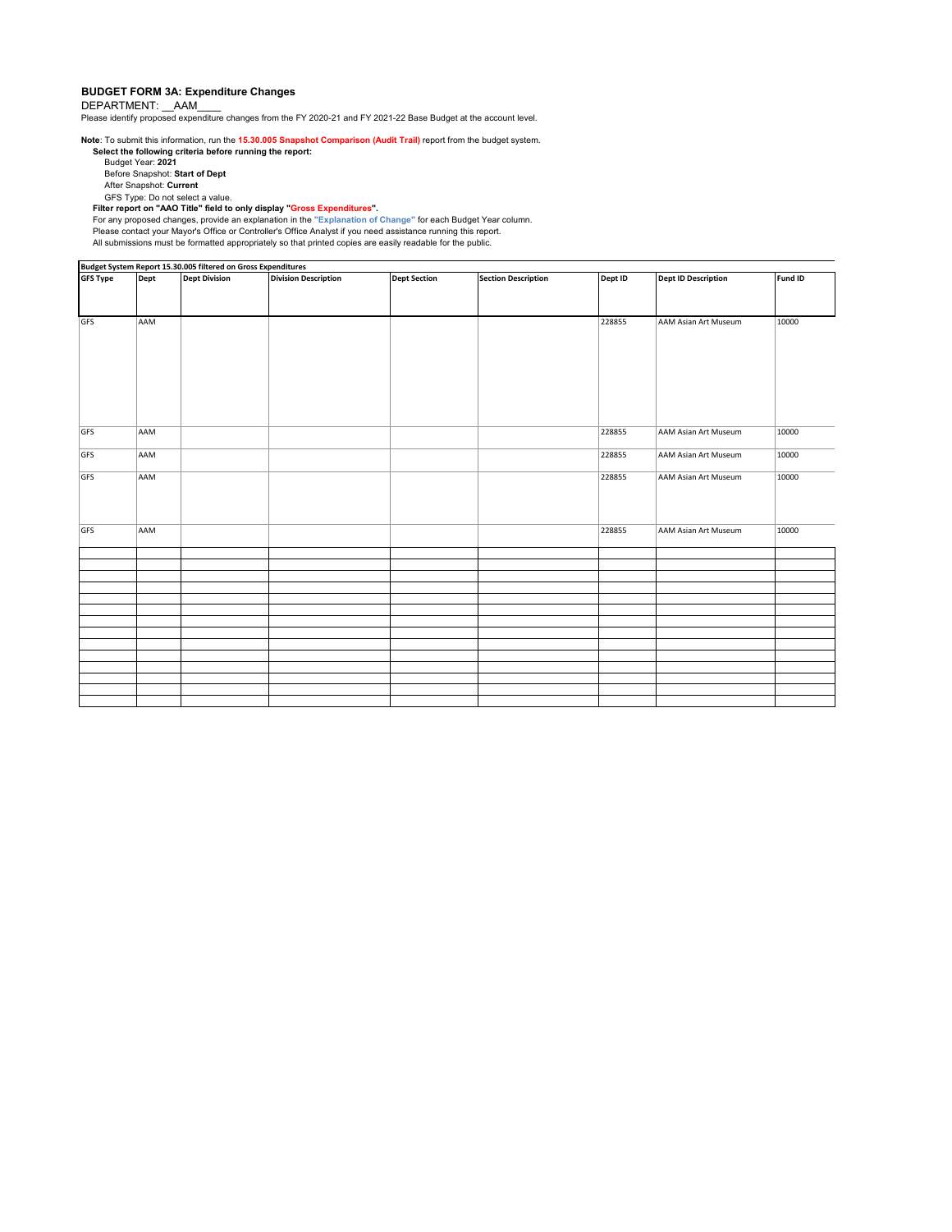**BUDGET FORM 3A: Expenditure Changes**

DEPARTMENT: __AAM____

Please identify proposed expenditure changes from the FY 2020-21 and FY 2021-22 Base Budget at the account level.

**Note**: To submit this information, run the **15.30.005 Snapshot Comparison (Audit Trail)** report from the budget system.

**Select the following criteria before running the report:**

Budget Year: **2021**

Before Snapshot: **Start of Dept**

After Snapshot: **Current**

GFS Type: Do not select a value.

**Filter report on "AAO Title" field to only display "Gross Expenditures".**

For any proposed changes, provide an explanation in the **"Explanation of Change"** for each Budget Year column.

Please contact your Mayor's Office or Controller's Office Analyst if you need assistance running this report.

All submissions must be formatted appropriately so that printed copies are easily readable for the public.

**Budget System Report 15.30.005 filtered on Gross Expenditures**

| GFS Type | Dept | Dept Division | Division Description | Dept Section | Section Description | Dept ID | Dept ID Description | Fund ID |
|---|---|---|---|---|---|---|---|---|
| GFS | AAM | | | | | 228855 | AAM Asian Art Museum | 10000 |
| GFS | AAM | | | | | 228855 | AAM Asian Art Museum | 10000 |
| GFS | AAM | | | | | 228855 | AAM Asian Art Museum | 10000 |
| GFS | AAM | | | | | 228855 | AAM Asian Art Museum | 10000 |
| GFS | AAM | | | | | 228855 | AAM Asian Art Museum | 10000 |
| | | | | | | | | |
| | | | | | | | | |
| | | | | | | | | |
| | | | | | | | | |
| | | | | | | | | |
| | | | | | | | | |
| | | | | | | | | |
| | | | | | | | | |
| | | | | | | | | |
| | | | | | | | | |
| | | | | | | | | |
| | | | | | | | | |
| | | | | | | | | |
| | | | | | | | | |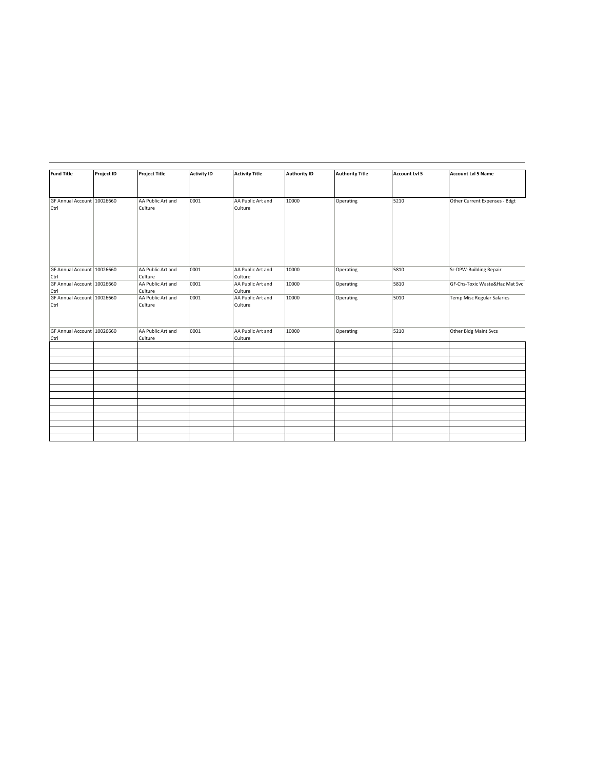| Fund Title | Project ID | Project Title | Activity ID | Activity Title | Authority ID | Authority Title | Account Lvl 5 | Account Lvl 5 Name |
|---|---|---|---|---|---|---|---|---|
| GF Annual Account Ctrl | 10026660 | AA Public Art and Culture | 0001 | AA Public Art and Culture | 10000 | Operating | 5210 | Other Current Expenses - Bdgt |
| GF Annual Account Ctrl | 10026660 | AA Public Art and Culture | 0001 | AA Public Art and Culture | 10000 | Operating | 5810 | Sr-DPW-Building Repair |
| GF Annual Account Ctrl | 10026660 | AA Public Art and Culture | 0001 | AA Public Art and Culture | 10000 | Operating | 5810 | GF-Chs-Toxic Waste&Haz Mat Svc |
| GF Annual Account Ctrl | 10026660 | AA Public Art and Culture | 0001 | AA Public Art and Culture | 10000 | Operating | 5010 | Temp Misc Regular Salaries |
| GF Annual Account Ctrl | 10026660 | AA Public Art and Culture | 0001 | AA Public Art and Culture | 10000 | Operating | 5210 | Other Bldg Maint Svcs |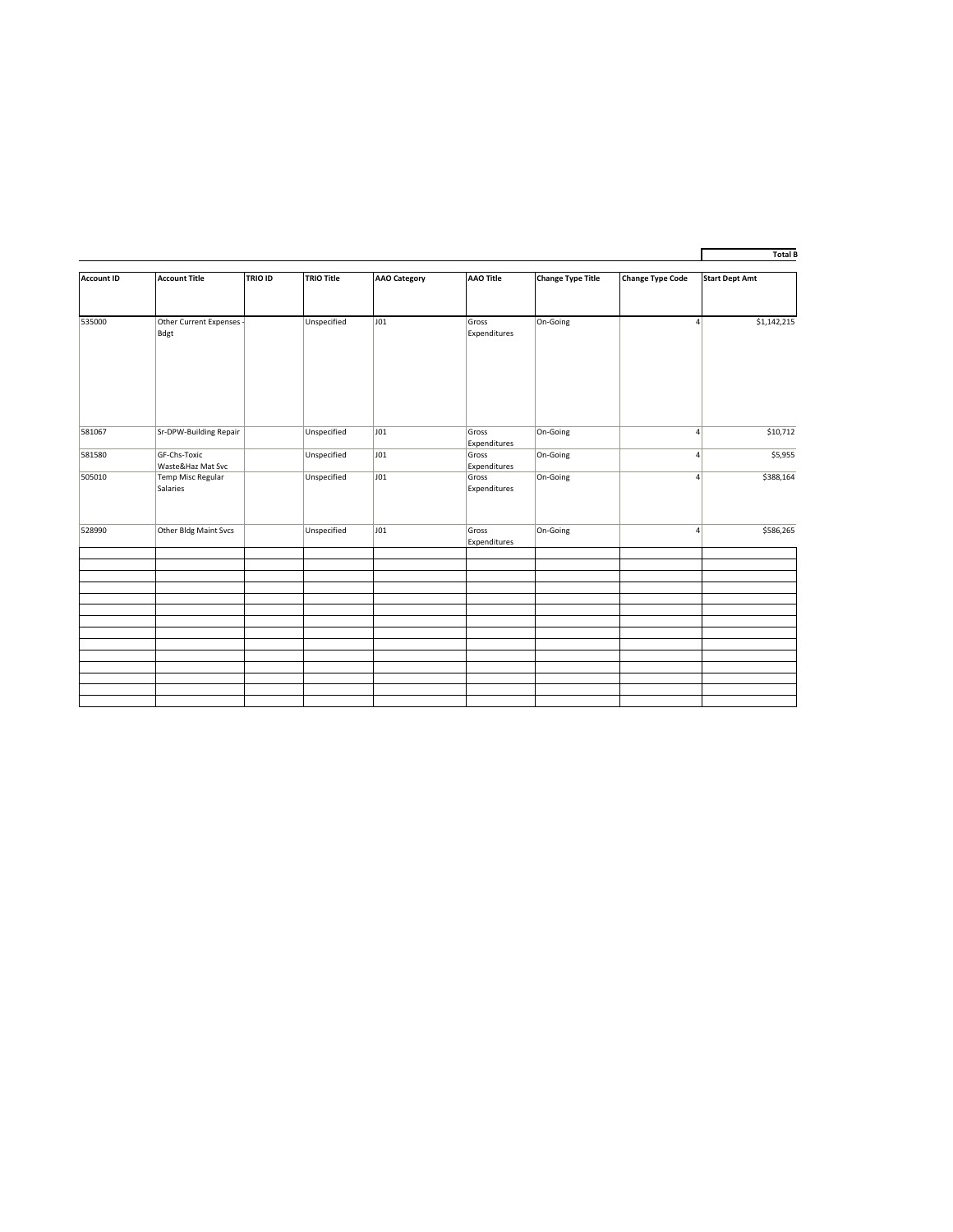**Total B**

| Account ID | Account Title | TRIO ID | TRIO Title | AAO Category | AAO Title | Change Type Title | Change Type Code | Start Dept Amt |
|---|---|---|---|---|---|---|---|---|
| 535000 | Other Current Expenses - Bdgt | | Unspecified | J01 | Gross Expenditures | On-Going | 4 | $1,142,215 |
| 581067 | Sr-DPW-Building Repair | | Unspecified | J01 | Gross Expenditures | On-Going | 4 | $10,712 |
| 581580 | GF-Chs-Toxic Waste&Haz Mat Svc | | Unspecified | J01 | Gross Expenditures | On-Going | 4 | $5,955 |
| 505010 | Temp Misc Regular Salaries | | Unspecified | J01 | Gross Expenditures | On-Going | 4 | $388,164 |
| 528990 | Other Bldg Maint Svcs | | Unspecified | J01 | Gross Expenditures | On-Going | 4 | $586,265 |
| | | | | | | | | |
| | | | | | | | | |
| | | | | | | | | |
| | | | | | | | | |
| | | | | | | | | |
| | | | | | | | | |
| | | | | | | | | |
| | | | | | | | | |
| | | | | | | | | |
| | | | | | | | | |
| | | | | | | | | |
| | | | | | | | | |
| | | | | | | | | |
| | | | | | | | | |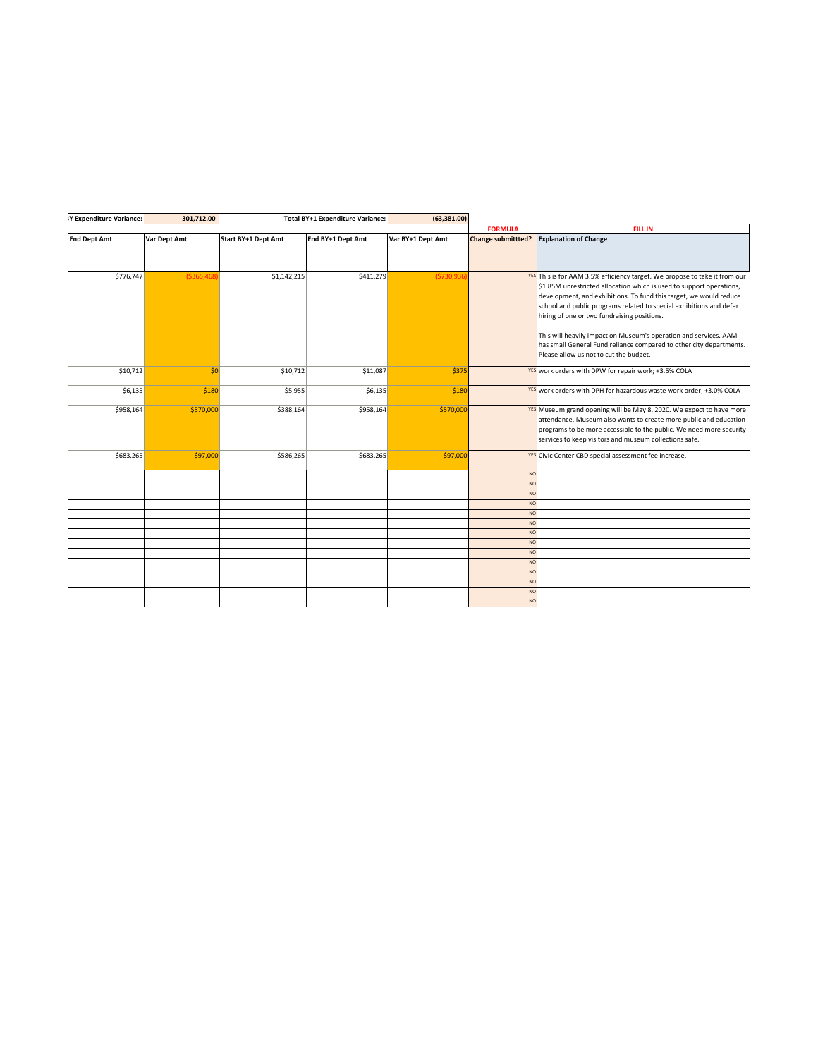| Y Expenditure Variance: | 301,712.00 | | Total BY+1 Expenditure Variance: | (63,381.00) | | |
|---|---|---|---|---|---|---|
| | | | | | FORMULA | FILL IN |
| End Dept Amt | Var Dept Amt | Start BY+1 Dept Amt | End BY+1 Dept Amt | Var BY+1 Dept Amt | Change submittted? | Explanation of Change |
| $776,747 | ($365,468) | $1,142,215 | $411,279 | ($730,936) | YES | This is for AAM 3.5% efficiency target. We propose to take it from our $1.85M unrestricted allocation which is used to support operations, development, and exhibitions. To fund this target, we would reduce school and public programs related to special exhibitions and defer hiring of one or two fundraising positions.<br><br>This will heavily impact on Museum's operation and services. AAM has small General Fund reliance compared to other city departments. Please allow us not to cut the budget. |
| $10,712 | $0 | $10,712 | $11,087 | $375 | YES | work orders with DPW for repair work; +3.5% COLA |
| $6,135 | $180 | $5,955 | $6,135 | $180 | YES | work orders with DPH for hazardous waste work order; +3.0% COLA |
| $958,164 | $570,000 | $388,164 | $958,164 | $570,000 | YES | Museum grand opening will be May 8, 2020. We expect to have more attendance. Museum also wants to create more public and education programs to be more accessible to the public. We need more security services to keep visitors and museum collections safe. |
| $683,265 | $97,000 | $586,265 | $683,265 | $97,000 | YES | Civic Center CBD special assessment fee increase. |
| | | | | | NO | |
| | | | | | NO | |
| | | | | | NO | |
| | | | | | NO | |
| | | | | | NO | |
| | | | | | NO | |
| | | | | | NO | |
| | | | | | NO | |
| | | | | | NO | |
| | | | | | NO | |
| | | | | | NO | |
| | | | | | NO | |
| | | | | | NO | |
| | | | | | NO | |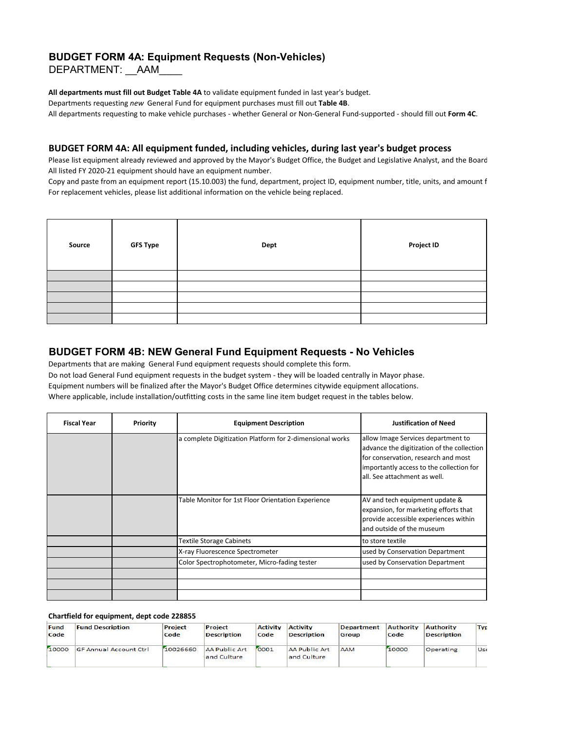## BUDGET FORM 4A: Equipment Requests (Non-Vehicles)

DEPARTMENT: __AAM____

**All departments must fill out Budget Table 4A** to validate equipment funded in last year's budget.
Departments requesting *new* General Fund for equipment purchases must fill out **Table 4B**.
All departments requesting to make vehicle purchases - whether General or Non-General Fund-supported - should fill out **Form 4C**.

### BUDGET FORM 4A: All equipment funded, including vehicles, during last year's budget process

Please list equipment already reviewed and approved by the Mayor's Budget Office, the Budget and Legislative Analyst, and the Board
All listed FY 2020-21 equipment should have an equipment number.
Copy and paste from an equipment report (15.10.003) the fund, department, project ID, equipment number, title, units, and amount f
For replacement vehicles, please list additional information on the vehicle being replaced.

| Source | GFS Type | Dept | Project ID |
|---|---|---|---|
| | | | |
| | | | |
| | | | |
| | | | |
| | | | |

### BUDGET FORM 4B: NEW General Fund Equipment Requests - No Vehicles

Departments that are making General Fund equipment requests should complete this form.
Do not load General Fund equipment requests in the budget system - they will be loaded centrally in Mayor phase.
Equipment numbers will be finalized after the Mayor's Budget Office determines citywide equipment allocations.
Where applicable, include installation/outfitting costs in the same line item budget request in the tables below.

| Fiscal Year | Priority | Equipment Description | Justification of Need |
|---|---|---|---|
| | | a complete Digitization Platform for 2-dimensional works | allow Image Services department to advance the digitization of the collection for conservation, research and most importantly access to the collection for all. See attachment as well. |
| | | Table Monitor for 1st Floor Orientation Experience | AV and tech equipment update & expansion, for marketing efforts that provide accessible experiences within and outside of the museum |
| | | Textile Storage Cabinets | to store textile |
| | | X-ray Fluorescence Spectrometer | used by Conservation Department |
| | | Color Spectrophotometer, Micro-fading tester | used by Conservation Department |
| | | | |
| | | | |
| | | | |

**Chartfield for equipment, dept code 228855**

| Fund Code | Fund Description | Project Code | Project Description | Activity Code | Activity Description | Department Group | Authority Code | Authority Description | Typ |
|---|---|---|---|---|---|---|---|---|---|
| 10000 | GF Annual Account Ctrl | 10026660 | AA Public Art and Culture | 0001 | AA Public Art and Culture | AAM | 10000 | Operating | Use |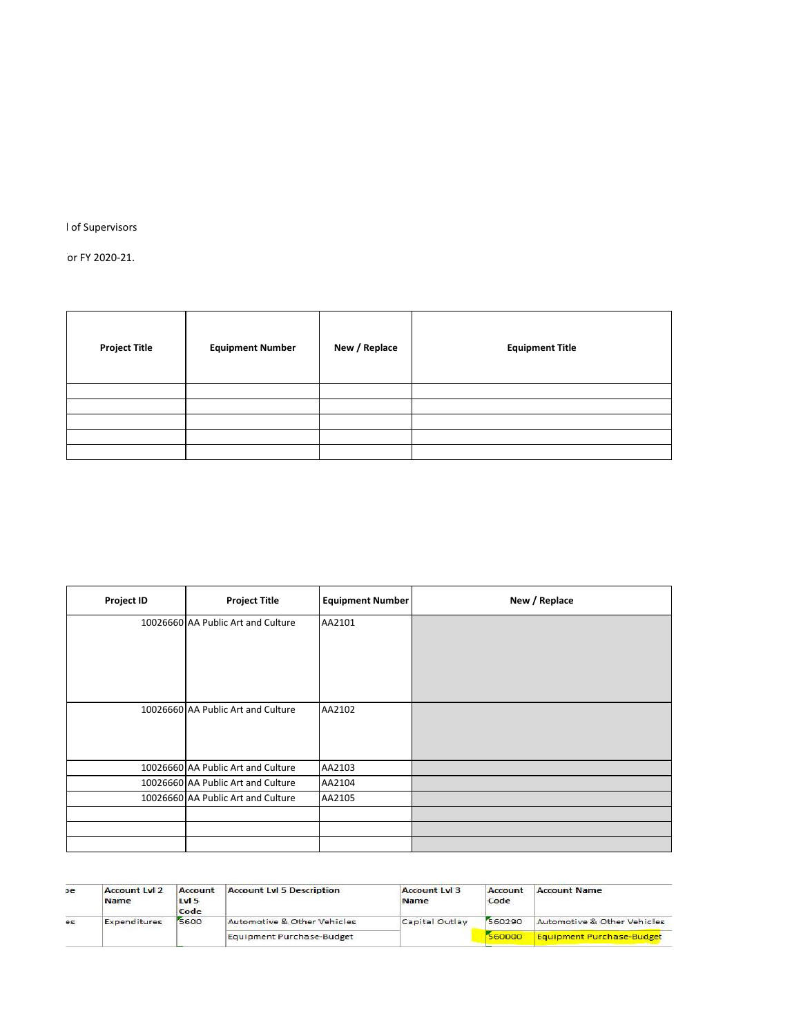l of Supervisors

or FY 2020-21.

| Project Title | Equipment Number | New / Replace | Equipment Title |
|---|---|---|---|
| | | | |
| | | | |
| | | | |
| | | | |
| | | | |

| Project ID | Project Title | Equipment Number | New / Replace |
|---|---|---|---|
| 10026660 | AA Public Art and Culture | AA2101 | |
| 10026660 | AA Public Art and Culture | AA2102 | |
| 10026660 | AA Public Art and Culture | AA2103 | |
| 10026660 | AA Public Art and Culture | AA2104 | |
| 10026660 | AA Public Art and Culture | AA2105 | |
| | | | |
| | | | |
| | | | |

| pe | Account Lvl 2 Name | Account Lvl 5 Code | Account Lvl 5 Description | Account Lvl 3 Name | Account Code | Account Name |
|---|---|---|---|---|---|---|
| es | Expenditures | 5600 | Automotive & Other Vehicles | Capital Outlay | 560290 | Automotive & Other Vehicles |
| | | | Equipment Purchase-Budget | | 560000 | Equipment Purchase-Budget |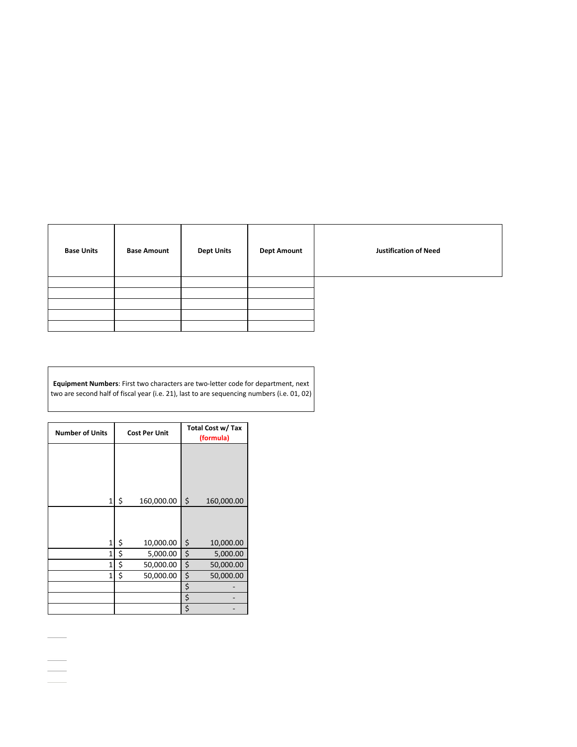| Base Units | Base Amount | Dept Units | Dept Amount | Justification of Need |
|---|---|---|---|---|
| | | | | |
| | | | | |
| | | | | |
| | | | | |
| | | | | |

**Equipment Numbers**: First two characters are two-letter code for department, next two are second half of fiscal year (i.e. 21), last to are sequencing numbers (i.e. 01, 02)

| Number of Units | Cost Per Unit | Total Cost w/ Tax (formula) |
|---|---|---|
| 1 | $ 160,000.00 | $ 160,000.00 |
| 1 | $ 10,000.00 | $ 10,000.00 |
| 1 | $ 5,000.00 | $ 5,000.00 |
| 1 | $ 50,000.00 | $ 50,000.00 |
| 1 | $ 50,000.00 | $ 50,000.00 |
| | | $ - |
| | | $ - |
| | | $ - |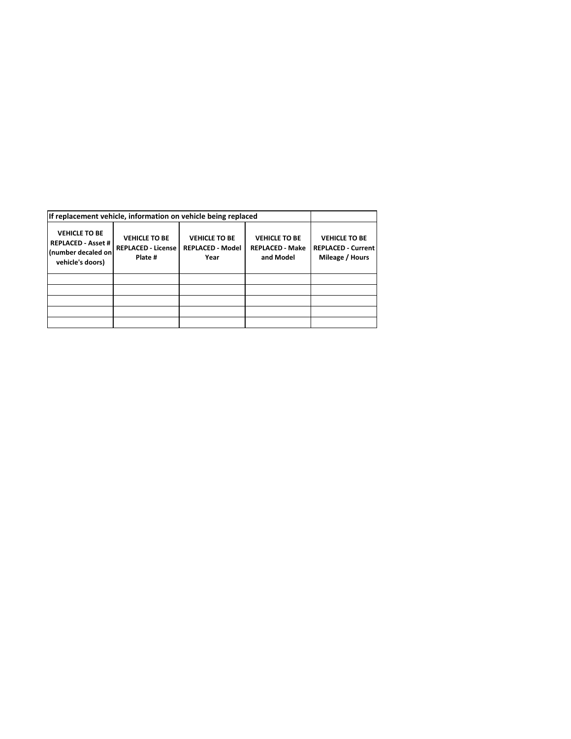| If replacement vehicle, information on vehicle being replaced | | | | |
|---|---|---|---|---|
| **VEHICLE TO BE REPLACED - Asset # (number decaled on vehicle's doors)** | **VEHICLE TO BE REPLACED - License Plate #** | **VEHICLE TO BE REPLACED - Model Year** | **VEHICLE TO BE REPLACED - Make and Model** | **VEHICLE TO BE REPLACED - Current Mileage / Hours** |
| | | | | |
| | | | | |
| | | | | |
| | | | | |
| | | | | |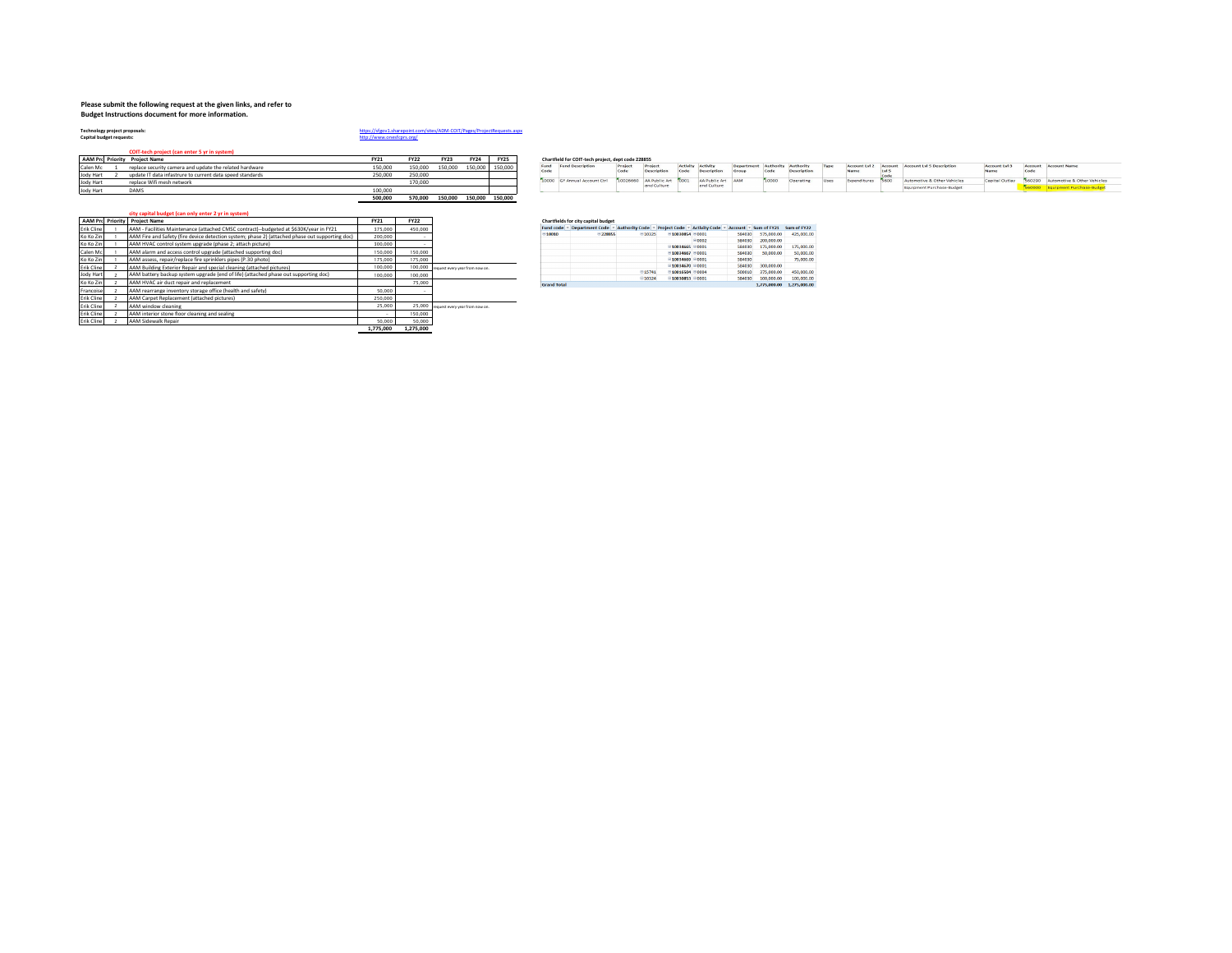**Please submit the following request at the given links, and refer to Budget Instructions document for more information.**

**Technology project proposals:** https://sfgov1.sharepoint.com/sites/ADM-COIT/Pages/ProjectRequests.aspx
**Capital budget requests:** http://www.onesfcprs.org/

**COIT-tech project (can enter 5 yr in system)**

| AAM Pro | Priority | Project Name | FY21 | FY22 | FY23 | FY24 | FY25 |
|---|---|---|---|---|---|---|---|
| Calen Mc | 1 | replace security camera and update the related hardware | 150,000 | 150,000 | 150,000 | 150,000 | 150,000 |
| Jody Hart | 2 | update IT data infastrure to current data speed standards | 250,000 | 250,000 | | | |
| Jody Hart | | replace Wifi mesh network | | 170,000 | | | |
| Jody Hart | | DAMS | 100,000 | | | | |
| | | | 500,000 | 570,000 | 150,000 | 150,000 | 150,000 |

**Chartfield for COIT-tech project, dept code 228855**

| Fund Code | Fund Description | Project Code | Project Description | Activity Code | Activity Description | Department Group | Authority Code | Authority Description | Type | Account Lvl 2 Name | Account Lvl 5 Code | Account Lvl 5 Description | Account Lvl 3 Name | Account Code | Account Name |
|---|---|---|---|---|---|---|---|---|---|---|---|---|---|---|---|
| 10000 | GF Annual Account Ctrl | 10026660 | AA Public Art and Culture | 0001 | AA Public Art and Culture | AAM | 10000 | Operating | Uses | Expenditures | 5600 | Automotive & Other Vehicles | Capital Outlay | 560290 | Automotive & Other Vehicles |
| | | | | | | | | | | | | Equipment Purchase-Budget | | 560000 | Equipment Purchase-Budget |

**city capital budget (can only enter 2 yr in system)**

| AAM Pro | Priority | Project Name | FY21 | FY22 | |
|---|---|---|---|---|---|
| Erik Cline | 1 | AAM - Facilities Maintenance (attached CMSC contract)--budgeted at $630K/year in FY21 | 175,000 | 450,000 | |
| Ko Ko Zin | 1 | AAM Fire and Safety (fire device detection system; phase 2) (attached phase out supporting doc) | 200,000 | - | |
| Ko Ko Zin | 1 | AAM HVAC control system upgrade (phase 2; attach picture) | 300,000 | - | |
| Calen Mc | 1 | AAM alarm and access control upgrade (attached supporting doc) | 150,000 | 150,000 | |
| Ko Ko Zin | 1 | AAM assess, repair/replace fire sprinklers pipes (P.30 photo) | 175,000 | 175,000 | |
| Erik Cline | 2 | AAM Building Exterior Repair and special cleaning (attached pictures) | 100,000 | 100,000 | request every year from now on. |
| Jody Hart | 2 | AAM battery backup system upgrade (end of life) (attached phase out supporting doc) | 100,000 | 100,000 | |
| Ko Ko Zin | 2 | AAM HVAC air duct repair and replacement | | 75,000 | |
| Francoise | 2 | AAM rearrange inventory storage office (health and safety) | 50,000 | - | |
| Erik Cline | 2 | AAM Carpet Replacement (attached pictures) | 250,000 | | |
| Erik Cline | 2 | AAM window cleaning | 25,000 | 25,000 | request every year from now on. |
| Erik Cline | 2 | AAM interior stone floor cleaning and sealing | - | 150,000 | |
| Erik Cline | 2 | AAM Sidewalk Repair | 50,000 | 50,000 | |
| | | | 1,775,000 | 1,275,000 | |

**Chartfields for city capital budget**

| Fund code | Department Code | Authority Code | Project Code | Activity Code | Account | Sum of FY21 | Sum of FY22 |
|---|---|---|---|---|---|---|---|
| 10010 | 228855 | 10325 | 10030854 | 0001 | 564030 | 575,000.00 | 425,000.00 |
| | | | | 0002 | 564030 | 200,000.00 | |
| | | | 10034665 | 0001 | 564030 | 175,000.00 | 175,000.00 |
| | | | 10034667 | 0001 | 564030 | 50,000.00 | 50,000.00 |
| | | | 10034669 | 0001 | 564030 | | 75,000.00 |
| | | | 10034670 | 0001 | 564030 | 300,000.00 | |
| | | 15741 | 10016504 | 0004 | 506010 | 375,000.00 | 450,000.00 |
| | | 10324 | 10030853 | 0001 | 564030 | 100,000.00 | 100,000.00 |
| Grand Total | | | | | | 1,775,000.00 | 1,275,000.00 |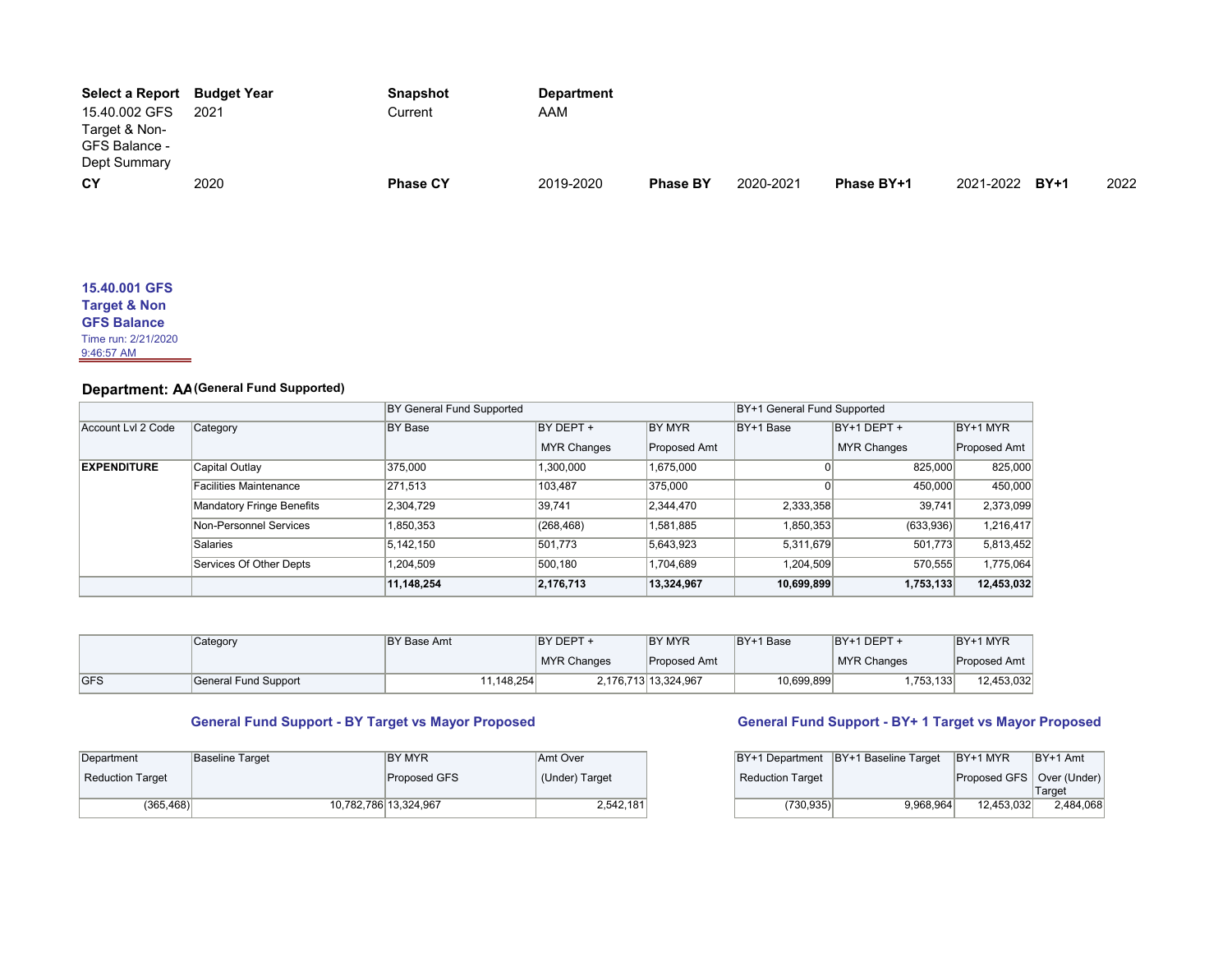| Select a Report | Budget Year | Snapshot | Department |
|---|---|---|---|
| 15.40.002 GFS Target & Non-GFS Balance - Dept Summary | 2021 | Current | AAM |

| CY | 2020 | Phase CY | 2019-2020 | Phase BY | 2020-2021 | Phase BY+1 | 2021-2022 | BY+1 | 2022 |
|---|---|---|---|---|---|---|---|---|---|

### 15.40.001 GFS Target & Non GFS Balance

Time run: 2/21/2020 9:46:57 AM

## Department: AA (General Fund Supported)

| | | BY General Fund Supported | | | BY+1 General Fund Supported | | |
|---|---|---|---|---|---|---|---|
| Account Lvl 2 Code | Category | BY Base | BY DEPT + MYR Changes | BY MYR Proposed Amt | BY+1 Base | BY+1 DEPT + MYR Changes | BY+1 MYR Proposed Amt |
| **EXPENDITURE** | Capital Outlay | 375,000 | 1,300,000 | 1,675,000 | 0 | 825,000 | 825,000 |
| | Facilities Maintenance | 271,513 | 103,487 | 375,000 | 0 | 450,000 | 450,000 |
| | Mandatory Fringe Benefits | 2,304,729 | 39,741 | 2,344,470 | 2,333,358 | 39,741 | 2,373,099 |
| | Non-Personnel Services | 1,850,353 | (268,468) | 1,581,885 | 1,850,353 | (633,936) | 1,216,417 |
| | Salaries | 5,142,150 | 501,773 | 5,643,923 | 5,311,679 | 501,773 | 5,813,452 |
| | Services Of Other Depts | 1,204,509 | 500,180 | 1,704,689 | 1,204,509 | 570,555 | 1,775,064 |
| | | **11,148,254** | **2,176,713** | **13,324,967** | **10,699,899** | **1,753,133** | **12,453,032** |

| | Category | BY Base Amt | BY DEPT + MYR Changes | BY MYR Proposed Amt | BY+1 Base | BY+1 DEPT + MYR Changes | BY+1 MYR Proposed Amt |
|---|---|---|---|---|---|---|---|
| GFS | General Fund Support | 11,148,254 | 2,176,713 | 13,324,967 | 10,699,899 | 1,753,133 | 12,453,032 |

### General Fund Support - BY Target vs Mayor Proposed

| Department Reduction Target | Baseline Target | BY MYR Proposed GFS | Amt Over (Under) Target |
|---|---|---|---|
| (365,468) | 10,782,786 | 13,324,967 | 2,542,181 |

### General Fund Support - BY+ 1 Target vs Mayor Proposed

| BY+1 Department Reduction Target | BY+1 Baseline Target | BY+1 MYR Proposed GFS | BY+1 Amt Over (Under) Target |
|---|---|---|---|
| (730,935) | 9,968,964 | 12,453,032 | 2,484,068 |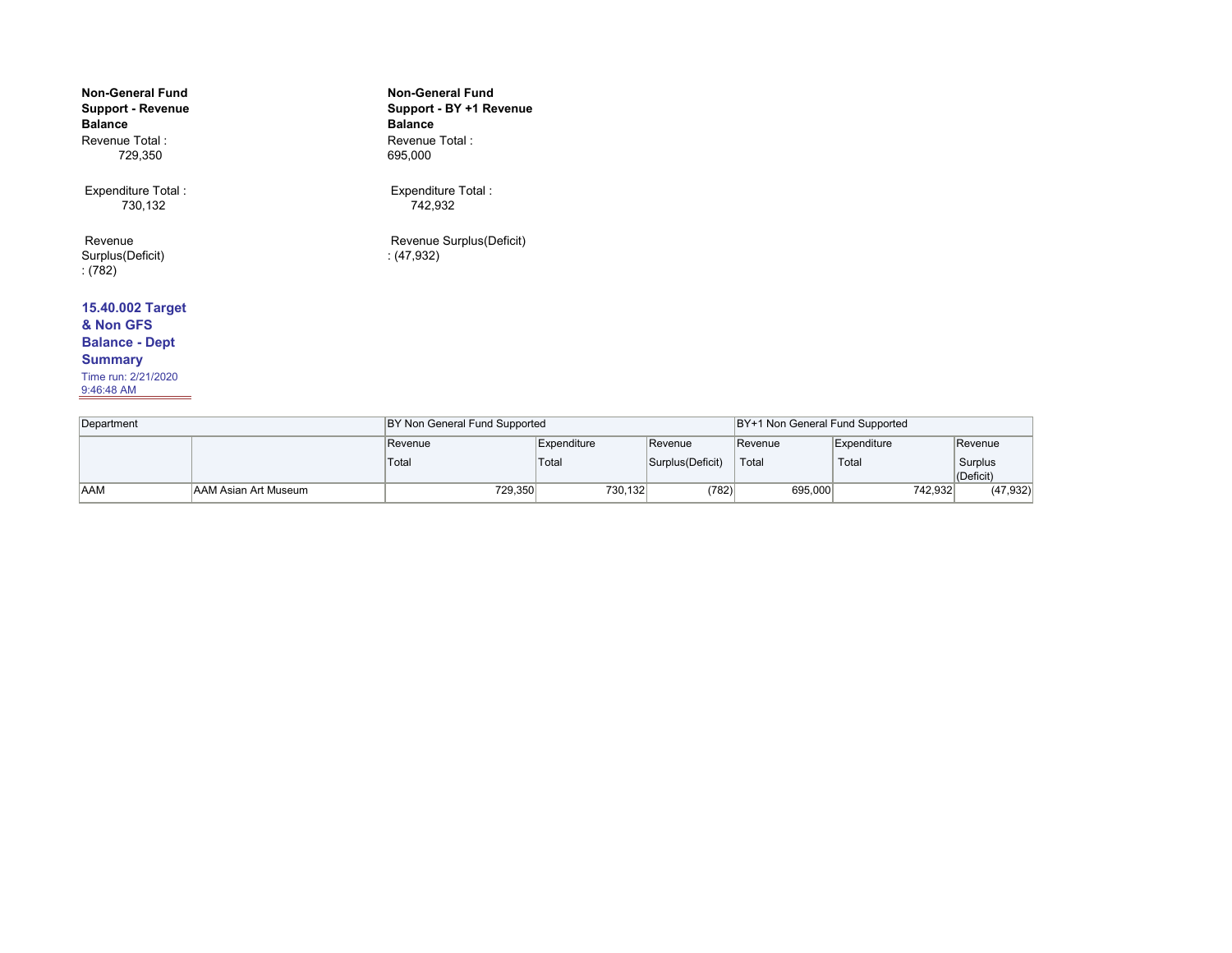**Non-General Fund Support - Revenue Balance**

Revenue Total : 729,350

Expenditure Total : 730,132

Revenue Surplus(Deficit) : (782)

**Non-General Fund Support - BY +1 Revenue Balance**

Revenue Total : 695,000

Expenditure Total : 742,932

Revenue Surplus(Deficit) : (47,932)

## 15.40.002 Target & Non GFS Balance - Dept Summary

Time run: 2/21/2020 9:46:48 AM

| Department | | BY Non General Fund Supported | | | BY+1 Non General Fund Supported | | |
|---|---|---|---|---|---|---|---|
| | | Revenue Total | Expenditure Total | Revenue Surplus(Deficit) | Revenue Total | Expenditure Total | Revenue Surplus (Deficit) |
| AAM | AAM Asian Art Museum | 729,350 | 730,132 | (782) | 695,000 | 742,932 | (47,932) |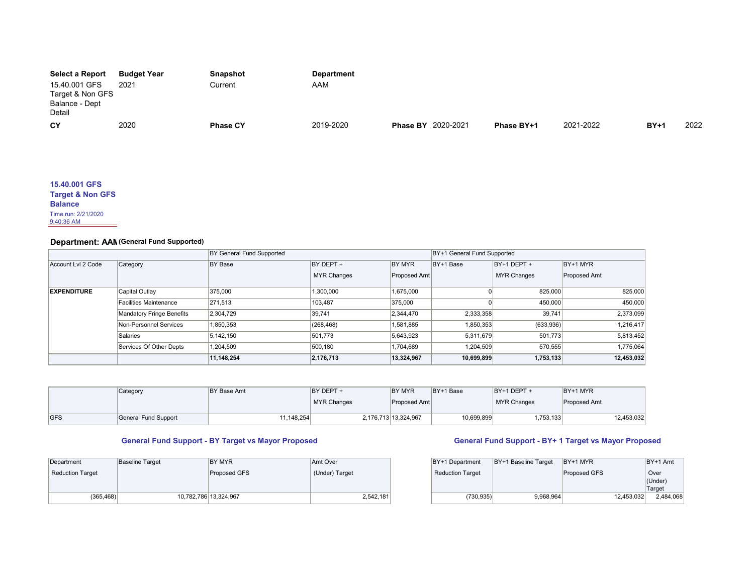| Select a Report | Budget Year | Snapshot | Department | | | | | | |
|---|---|---|---|---|---|---|---|---|---|
| 15.40.001 GFS Target & Non GFS Balance - Dept Detail | 2021 | Current | AAM | | | | | | |
| **CY** | 2020 | **Phase CY** | 2019-2020 | **Phase BY** | 2020-2021 | **Phase BY+1** | 2021-2022 | **BY+1** | 2022 |

### 15.40.001 GFS Target & Non GFS Balance

Time run: 2/21/2020 9:40:36 AM

## Department: AAM (General Fund Supported)

| | | BY General Fund Supported | | | BY+1 General Fund Supported | | |
|---|---|---|---|---|---|---|---|
| Account Lvl 2 Code | Category | BY Base | BY DEPT + MYR Changes | BY MYR Proposed Amt | BY+1 Base | BY+1 DEPT + MYR Changes | BY+1 MYR Proposed Amt |
| **EXPENDITURE** | Capital Outlay | 375,000 | 1,300,000 | 1,675,000 | 0 | 825,000 | 825,000 |
| | Facilities Maintenance | 271,513 | 103,487 | 375,000 | 0 | 450,000 | 450,000 |
| | Mandatory Fringe Benefits | 2,304,729 | 39,741 | 2,344,470 | 2,333,358 | 39,741 | 2,373,099 |
| | Non-Personnel Services | 1,850,353 | (268,468) | 1,581,885 | 1,850,353 | (633,936) | 1,216,417 |
| | Salaries | 5,142,150 | 501,773 | 5,643,923 | 5,311,679 | 501,773 | 5,813,452 |
| | Services Of Other Depts | 1,204,509 | 500,180 | 1,704,689 | 1,204,509 | 570,555 | 1,775,064 |
| | | **11,148,254** | **2,176,713** | **13,324,967** | **10,699,899** | **1,753,133** | **12,453,032** |

| | Category | BY Base Amt | BY DEPT + MYR Changes | BY MYR Proposed Amt | BY+1 Base | BY+1 DEPT + MYR Changes | BY+1 MYR Proposed Amt |
|---|---|---|---|---|---|---|---|
| GFS | General Fund Support | 11,148,254 | 2,176,713 | 13,324,967 | 10,699,899 | 1,753,133 | 12,453,032 |

### General Fund Support - BY Target vs Mayor Proposed

| Department Reduction Target | Baseline Target | BY MYR Proposed GFS | Amt Over (Under) Target |
|---|---|---|---|
| (365,468) | 10,782,786 | 13,324,967 | 2,542,181 |

### General Fund Support - BY+ 1 Target vs Mayor Proposed

| BY+1 Department Reduction Target | BY+1 Baseline Target | BY+1 MYR Proposed GFS | BY+1 Amt Over (Under) Target |
|---|---|---|---|
| (730,935) | 9,968,964 | 12,453,032 | 2,484,068 |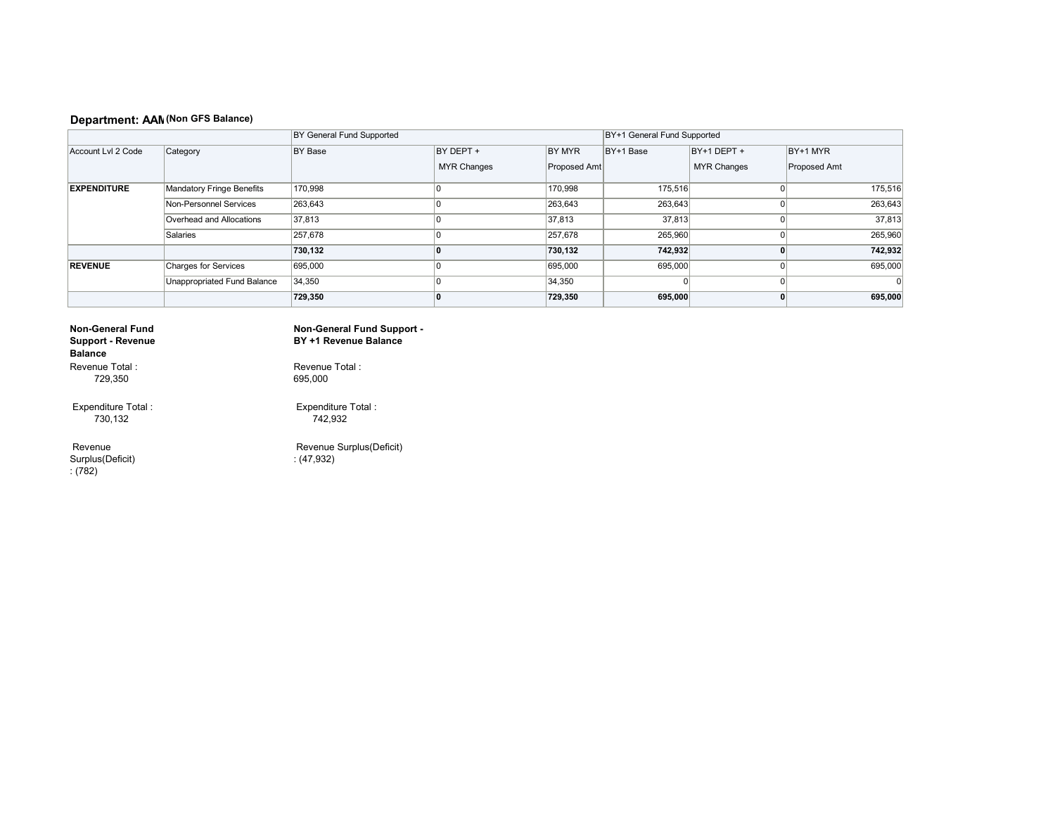## Department: AAM (Non GFS Balance)

| | | BY General Fund Supported | | | BY+1 General Fund Supported | | |
|---|---|---|---|---|---|---|---|
| Account Lvl 2 Code | Category | BY Base | BY DEPT + MYR Changes | BY MYR Proposed Amt | BY+1 Base | BY+1 DEPT + MYR Changes | BY+1 MYR Proposed Amt |
| **EXPENDITURE** | Mandatory Fringe Benefits | 170,998 | 0 | 170,998 | 175,516 | 0 | 175,516 |
| | Non-Personnel Services | 263,643 | 0 | 263,643 | 263,643 | 0 | 263,643 |
| | Overhead and Allocations | 37,813 | 0 | 37,813 | 37,813 | 0 | 37,813 |
| | Salaries | 257,678 | 0 | 257,678 | 265,960 | 0 | 265,960 |
| | | **730,132** | **0** | **730,132** | **742,932** | **0** | **742,932** |
| **REVENUE** | Charges for Services | 695,000 | 0 | 695,000 | 695,000 | 0 | 695,000 |
| | Unappropriated Fund Balance | 34,350 | 0 | 34,350 | 0 | 0 | 0 |
| | | **729,350** | **0** | **729,350** | **695,000** | **0** | **695,000** |

**Non-General Fund Support - Revenue Balance**

Revenue Total : 729,350

Expenditure Total : 730,132

Revenue Surplus(Deficit) : (782)

**Non-General Fund Support - BY +1 Revenue Balance**

Revenue Total : 695,000

Expenditure Total : 742,932

Revenue Surplus(Deficit) : (47,932)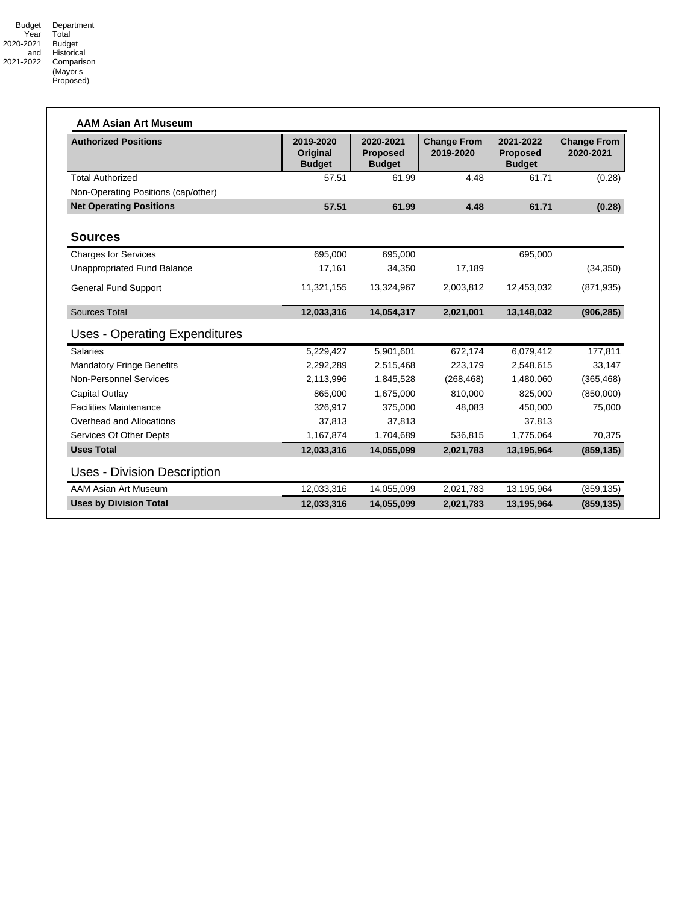Budget Year 2020-2021 and 2021-2022 Department Total Budget Historical Comparison (Mayor's Proposed)

### AAM Asian Art Museum

| Authorized Positions | 2019-2020 Original Budget | 2020-2021 Proposed Budget | Change From 2019-2020 | 2021-2022 Proposed Budget | Change From 2020-2021 |
|---|---|---|---|---|---|
| Total Authorized | 57.51 | 61.99 | 4.48 | 61.71 | (0.28) |
| Non-Operating Positions (cap/other) | | | | | |
| **Net Operating Positions** | **57.51** | **61.99** | **4.48** | **61.71** | **(0.28)** |
| **Sources** | | | | | |
| Charges for Services | 695,000 | 695,000 | | 695,000 | |
| Unappropriated Fund Balance | 17,161 | 34,350 | 17,189 | | (34,350) |
| General Fund Support | 11,321,155 | 13,324,967 | 2,003,812 | 12,453,032 | (871,935) |
| Sources Total | **12,033,316** | **14,054,317** | **2,021,001** | **13,148,032** | **(906,285)** |
| **Uses - Operating Expenditures** | | | | | |
| Salaries | 5,229,427 | 5,901,601 | 672,174 | 6,079,412 | 177,811 |
| Mandatory Fringe Benefits | 2,292,289 | 2,515,468 | 223,179 | 2,548,615 | 33,147 |
| Non-Personnel Services | 2,113,996 | 1,845,528 | (268,468) | 1,480,060 | (365,468) |
| Capital Outlay | 865,000 | 1,675,000 | 810,000 | 825,000 | (850,000) |
| Facilities Maintenance | 326,917 | 375,000 | 48,083 | 450,000 | 75,000 |
| Overhead and Allocations | 37,813 | 37,813 | | 37,813 | |
| Services Of Other Depts | 1,167,874 | 1,704,689 | 536,815 | 1,775,064 | 70,375 |
| **Uses Total** | **12,033,316** | **14,055,099** | **2,021,783** | **13,195,964** | **(859,135)** |
| **Uses - Division Description** | | | | | |
| AAM Asian Art Museum | 12,033,316 | 14,055,099 | 2,021,783 | 13,195,964 | (859,135) |
| **Uses by Division Total** | **12,033,316** | **14,055,099** | **2,021,783** | **13,195,964** | **(859,135)** |